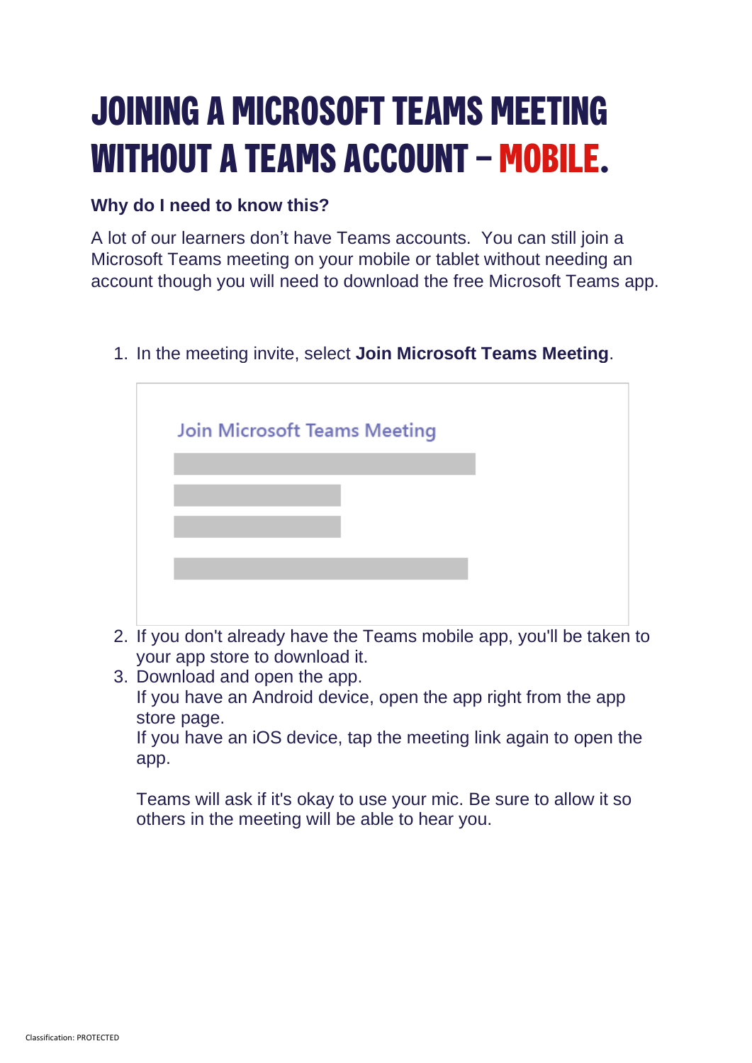# JOINING A MICROSOFT TEAMS MEETING WITHOUT A TEAMS ACCOUNT – MOBILE.

**Why do I need to know this?**

A lot of our learners don't have Teams accounts. You can still join a Microsoft Teams meeting on your mobile or tablet without needing an account though you will need to download the free Microsoft Teams app.

1. In the meeting invite, select **Join Microsoft Teams Meeting**.

   Join Microsoft Teams Meeting

2. If you don't already have the Teams mobile app, you'll be taken to your app store to download it.
3. Download and open the app.
   If you have an Android device, open the app right from the app store page.
   If you have an iOS device, tap the meeting link again to open the app.

   Teams will ask if it's okay to use your mic. Be sure to allow it so others in the meeting will be able to hear you.

Classification: PROTECTED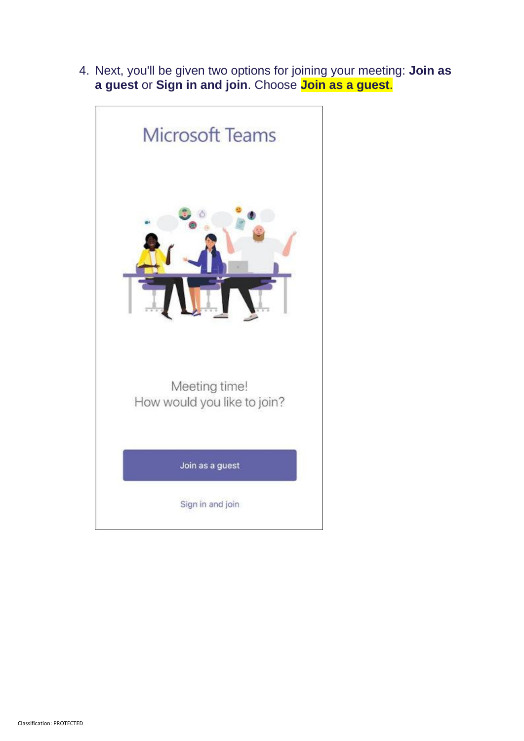4. Next, you'll be given two options for joining your meeting: **Join as a guest** or **Sign in and join**. Choose **Join as a guest**.

Microsoft Teams

Meeting time!
How would you like to join?

Join as a guest

Sign in and join

Classification: PROTECTED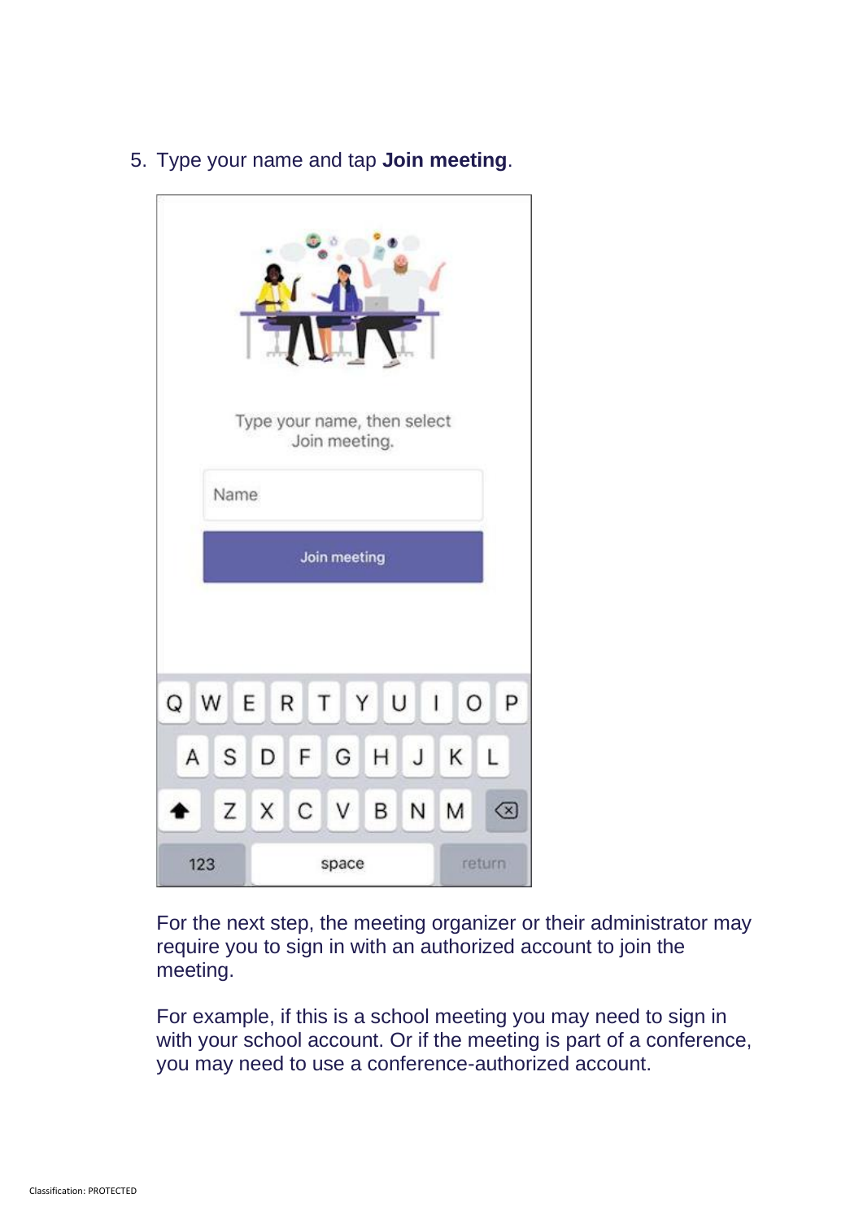5. Type your name and tap **Join meeting**.

For the next step, the meeting organizer or their administrator may require you to sign in with an authorized account to join the meeting.

For example, if this is a school meeting you may need to sign in with your school account. Or if the meeting is part of a conference, you may need to use a conference-authorized account.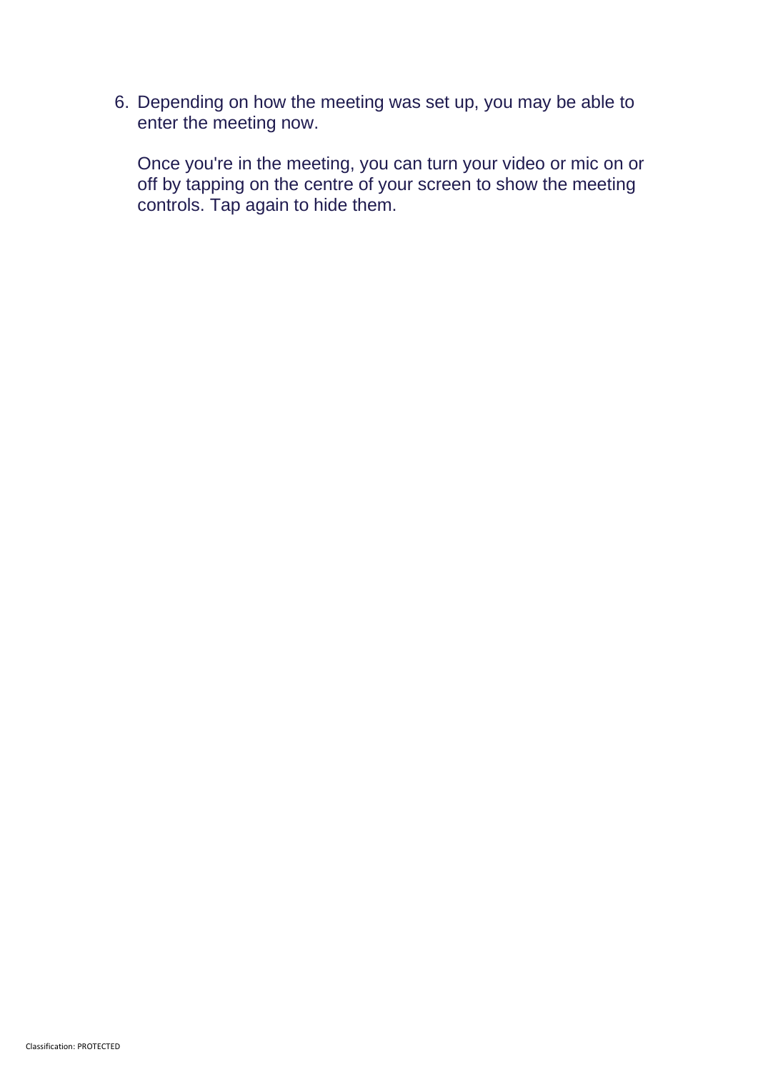6. Depending on how the meeting was set up, you may be able to enter the meeting now.

   Once you're in the meeting, you can turn your video or mic on or off by tapping on the centre of your screen to show the meeting controls. Tap again to hide them.